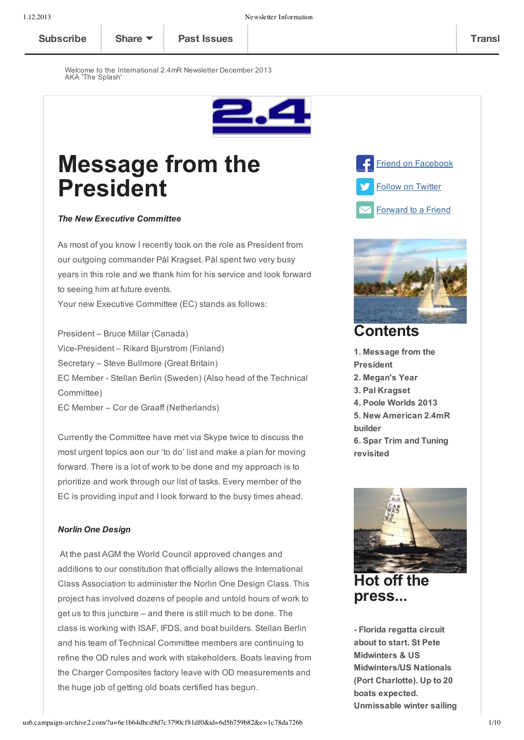Subscribe | Share | Past Issues | Transl

Welcome to the International 2.4mR Newsletter December 2013
AKA 'The Splash'

# Message from the President

***The New Executive Committee***

As most of you know I recently took on the role as President from our outgoing commander Pål Kragset. Pål spent two very busy years in this role and we thank him for his service and look forward to seeing him at future events.
Your new Executive Committee (EC) stands as follows:

President – Bruce Millar (Canada)
Vice-President – Rikard Bjurstrom (Finland)
Secretary – Steve Bullmore (Great Britain)
EC Member - Stellan Berlin (Sweden) (Also head of the Technical Committee)
EC Member – Cor de Graaff (Netherlands)

Currently the Committee have met via Skype twice to discuss the most urgent topics aon our 'to do' list and make a plan for moving forward. There is a lot of work to be done and my approach is to prioritize and work through our list of tasks. Every member of the EC is providing input and I look forward to the busy times ahead.

***Norlin One Design***

At the past AGM the World Council approved changes and additions to our constitution that officially allows the International Class Association to administer the Norlin One Design Class. This project has involved dozens of people and untold hours of work to get us to this juncture – and there is still much to be done. The class is working with ISAF, IFDS, and boat builders. Stellan Berlin and his team of Technical Committee members are continuing to refine the OD rules and work with stakeholders. Boats leaving from the Charger Composites factory leave with OD measurements and the huge job of getting old boats certified has begun.

Friend on Facebook
Follow on Twitter
Forward to a Friend

## Contents

**1. Message from the President**
**2. Megan's Year**
**3. Pal Kragset**
**4. Poole Worlds 2013**
**5. New American 2.4mR builder**
**6. Spar Trim and Tuning revisited**

## Hot off the press...

**- Florida regatta circuit about to start. St Pete Midwinters & US Midwinters/US Nationals (Port Charlotte). Up to 20 boats expected. Unmissable winter sailing**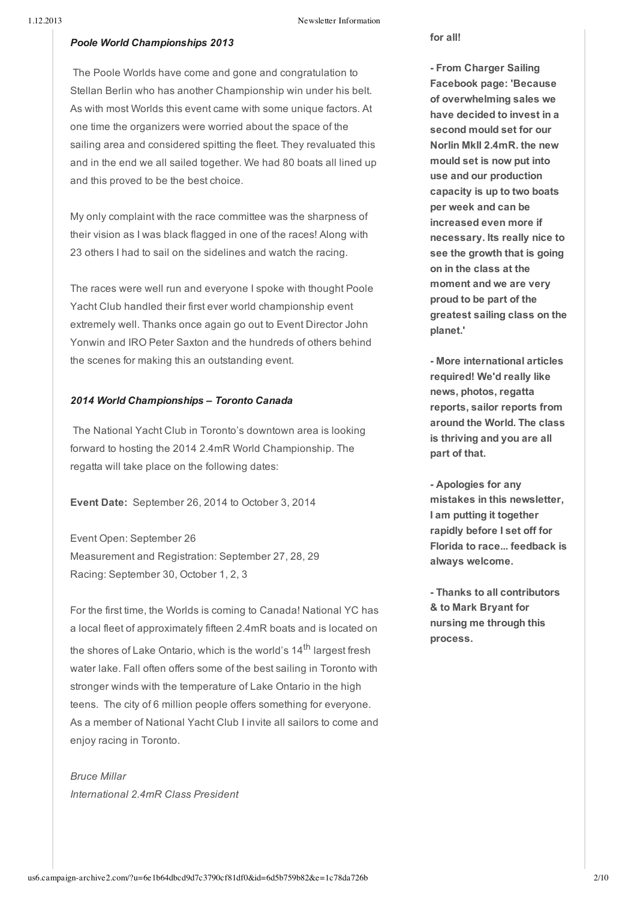### *Poole World Championships 2013*

The Poole Worlds have come and gone and congratulation to Stellan Berlin who has another Championship win under his belt. As with most Worlds this event came with some unique factors. At one time the organizers were worried about the space of the sailing area and considered spitting the fleet. They revaluated this and in the end we all sailed together. We had 80 boats all lined up and this proved to be the best choice.

My only complaint with the race committee was the sharpness of their vision as I was black flagged in one of the races! Along with 23 others I had to sail on the sidelines and watch the racing.

The races were well run and everyone I spoke with thought Poole Yacht Club handled their first ever world championship event extremely well. Thanks once again go out to Event Director John Yonwin and IRO Peter Saxton and the hundreds of others behind the scenes for making this an outstanding event.

### *2014 World Championships – Toronto Canada*

The National Yacht Club in Toronto's downtown area is looking forward to hosting the 2014 2.4mR World Championship. The regatta will take place on the following dates:

**Event Date:** September 26, 2014 to October 3, 2014

Event Open: September 26
Measurement and Registration: September 27, 28, 29
Racing: September 30, October 1, 2, 3

For the first time, the Worlds is coming to Canada! National YC has a local fleet of approximately fifteen 2.4mR boats and is located on the shores of Lake Ontario, which is the world's 14th largest fresh water lake. Fall often offers some of the best sailing in Toronto with stronger winds with the temperature of Lake Ontario in the high teens. The city of 6 million people offers something for everyone. As a member of National Yacht Club I invite all sailors to come and enjoy racing in Toronto.

*Bruce Millar*
*International 2.4mR Class President*

**for all!**

**- From Charger Sailing Facebook page: 'Because of overwhelming sales we have decided to invest in a second mould set for our Norlin MkII 2.4mR. the new mould set is now put into use and our production capacity is up to two boats per week and can be increased even more if necessary. Its really nice to see the growth that is going on in the class at the moment and we are very proud to be part of the greatest sailing class on the planet.'**

**- More international articles required! We'd really like news, photos, regatta reports, sailor reports from around the World. The class is thriving and you are all part of that.**

**- Apologies for any mistakes in this newsletter, I am putting it together rapidly before I set off for Florida to race... feedback is always welcome.**

**- Thanks to all contributors & to Mark Bryant for nursing me through this process.**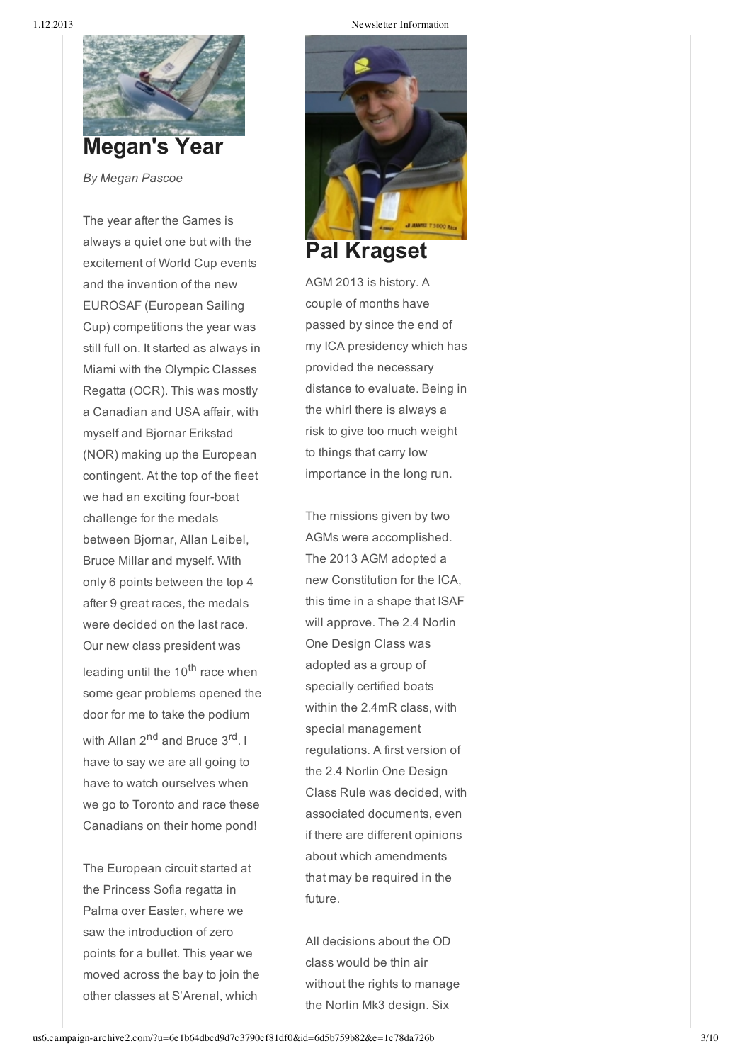# Megan's Year

*By Megan Pascoe*

The year after the Games is always a quiet one but with the excitement of World Cup events and the invention of the new EUROSAF (European Sailing Cup) competitions the year was still full on. It started as always in Miami with the Olympic Classes Regatta (OCR). This was mostly a Canadian and USA affair, with myself and Bjornar Erikstad (NOR) making up the European contingent. At the top of the fleet we had an exciting four-boat challenge for the medals between Bjornar, Allan Leibel, Bruce Millar and myself. With only 6 points between the top 4 after 9 great races, the medals were decided on the last race. Our new class president was leading until the 10th race when some gear problems opened the door for me to take the podium with Allan 2nd and Bruce 3rd. I have to say we are all going to have to watch ourselves when we go to Toronto and race these Canadians on their home pond!

The European circuit started at the Princess Sofia regatta in Palma over Easter, where we saw the introduction of zero points for a bullet. This year we moved across the bay to join the other classes at S'Arenal, which

# Pal Kragset

AGM 2013 is history. A couple of months have passed by since the end of my ICA presidency which has provided the necessary distance to evaluate. Being in the whirl there is always a risk to give too much weight to things that carry low importance in the long run.

The missions given by two AGMs were accomplished. The 2013 AGM adopted a new Constitution for the ICA, this time in a shape that ISAF will approve. The 2.4 Norlin One Design Class was adopted as a group of specially certified boats within the 2.4mR class, with special management regulations. A first version of the 2.4 Norlin One Design Class Rule was decided, with associated documents, even if there are different opinions about which amendments that may be required in the future.

All decisions about the OD class would be thin air without the rights to manage the Norlin Mk3 design. Six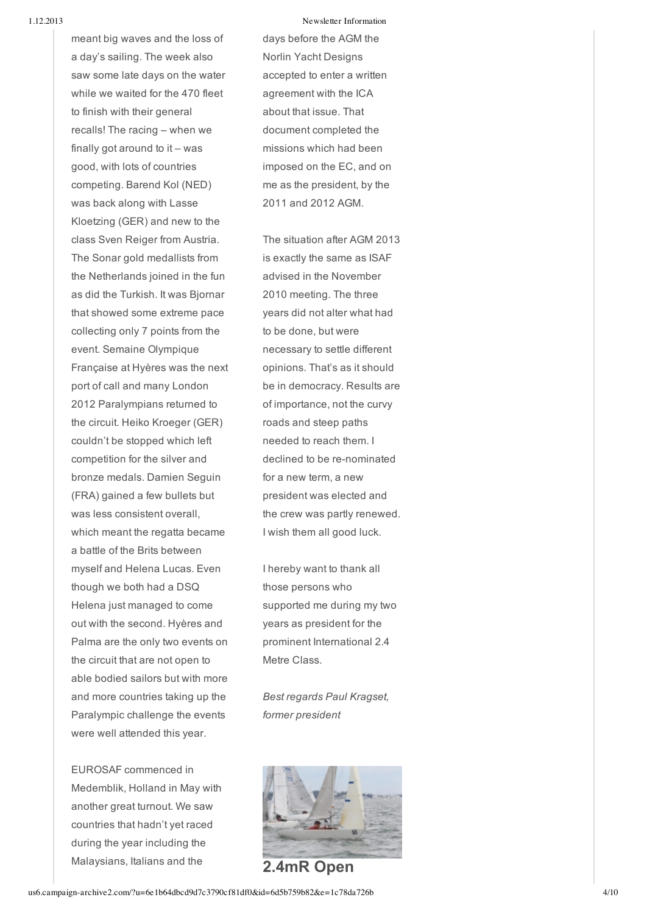meant big waves and the loss of a day's sailing. The week also saw some late days on the water while we waited for the 470 fleet to finish with their general recalls! The racing – when we finally got around to it – was good, with lots of countries competing. Barend Kol (NED) was back along with Lasse Kloetzing (GER) and new to the class Sven Reiger from Austria. The Sonar gold medallists from the Netherlands joined in the fun as did the Turkish. It was Bjornar that showed some extreme pace collecting only 7 points from the event. Semaine Olympique Française at Hyères was the next port of call and many London 2012 Paralympians returned to the circuit. Heiko Kroeger (GER) couldn't be stopped which left competition for the silver and bronze medals. Damien Seguin (FRA) gained a few bullets but was less consistent overall, which meant the regatta became a battle of the Brits between myself and Helena Lucas. Even though we both had a DSQ Helena just managed to come out with the second. Hyères and Palma are the only two events on the circuit that are not open to able bodied sailors but with more and more countries taking up the Paralympic challenge the events were well attended this year.

EUROSAF commenced in Medemblik, Holland in May with another great turnout. We saw countries that hadn't yet raced during the year including the Malaysians, Italians and the

days before the AGM the Norlin Yacht Designs accepted to enter a written agreement with the ICA about that issue. That document completed the missions which had been imposed on the EC, and on me as the president, by the 2011 and 2012 AGM.

The situation after AGM 2013 is exactly the same as ISAF advised in the November 2010 meeting. The three years did not alter what had to be done, but were necessary to settle different opinions. That's as it should be in democracy. Results are of importance, not the curvy roads and steep paths needed to reach them. I declined to be re-nominated for a new term, a new president was elected and the crew was partly renewed. I wish them all good luck.

I hereby want to thank all those persons who supported me during my two years as president for the prominent International 2.4 Metre Class.

*Best regards Paul Kragset, former president*

## 2.4mR Open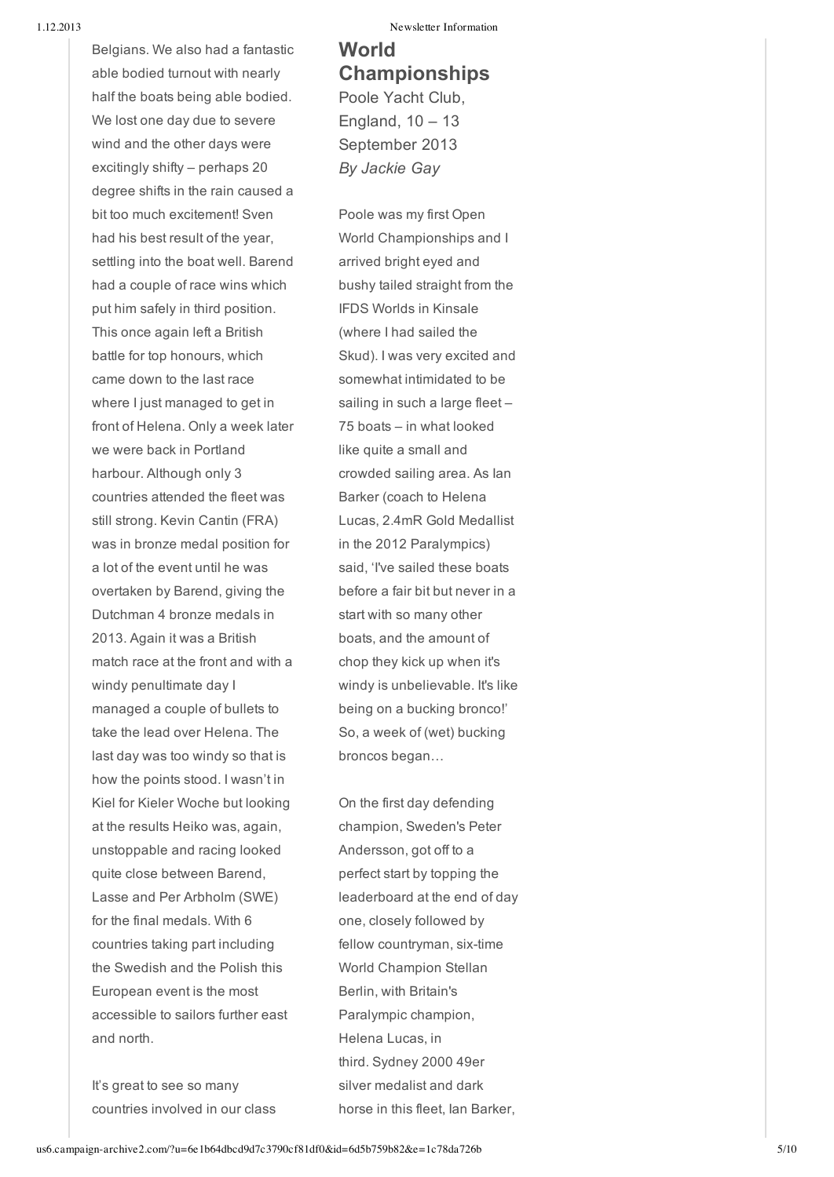Belgians. We also had a fantastic able bodied turnout with nearly half the boats being able bodied. We lost one day due to severe wind and the other days were excitingly shifty – perhaps 20 degree shifts in the rain caused a bit too much excitement! Sven had his best result of the year, settling into the boat well. Barend had a couple of race wins which put him safely in third position. This once again left a British battle for top honours, which came down to the last race where I just managed to get in front of Helena. Only a week later we were back in Portland harbour. Although only 3 countries attended the fleet was still strong. Kevin Cantin (FRA) was in bronze medal position for a lot of the event until he was overtaken by Barend, giving the Dutchman 4 bronze medals in 2013. Again it was a British match race at the front and with a windy penultimate day I managed a couple of bullets to take the lead over Helena. The last day was too windy so that is how the points stood. I wasn't in Kiel for Kieler Woche but looking at the results Heiko was, again, unstoppable and racing looked quite close between Barend, Lasse and Per Arbholm (SWE) for the final medals. With 6 countries taking part including the Swedish and the Polish this European event is the most accessible to sailors further east and north.

It's great to see so many countries involved in our class

## World Championships

Poole Yacht Club, England, 10 – 13 September 2013

*By Jackie Gay*

Poole was my first Open World Championships and I arrived bright eyed and bushy tailed straight from the IFDS Worlds in Kinsale (where I had sailed the Skud). I was very excited and somewhat intimidated to be sailing in such a large fleet – 75 boats – in what looked like quite a small and crowded sailing area. As Ian Barker (coach to Helena Lucas, 2.4mR Gold Medallist in the 2012 Paralympics) said, 'I've sailed these boats before a fair bit but never in a start with so many other boats, and the amount of chop they kick up when it's windy is unbelievable. It's like being on a bucking bronco!' So, a week of (wet) bucking broncos began…

On the first day defending champion, Sweden's Peter Andersson, got off to a perfect start by topping the leaderboard at the end of day one, closely followed by fellow countryman, six-time World Champion Stellan Berlin, with Britain's Paralympic champion, Helena Lucas, in third. Sydney 2000 49er silver medalist and dark horse in this fleet, Ian Barker,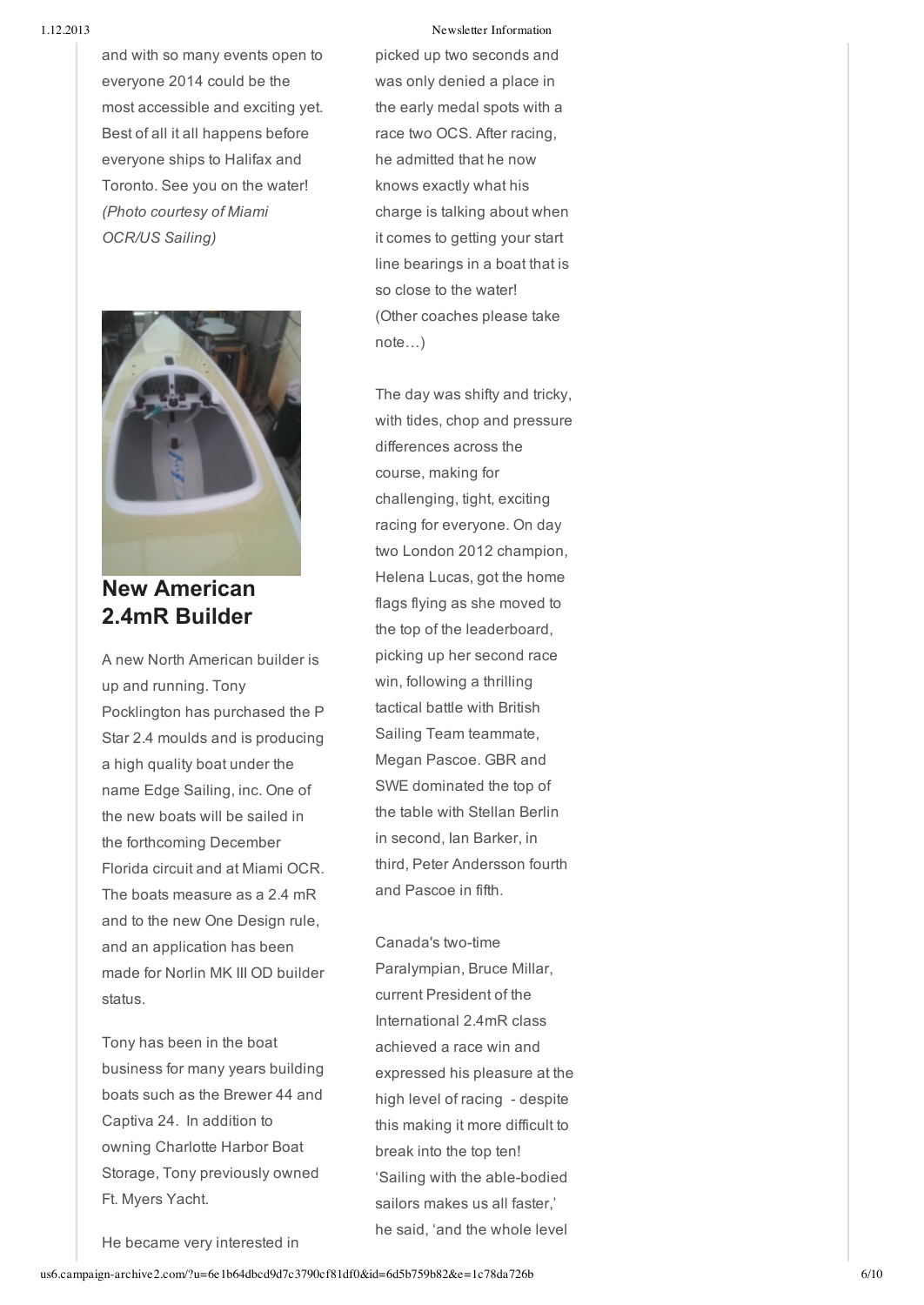and with so many events open to everyone 2014 could be the most accessible and exciting yet. Best of all it all happens before everyone ships to Halifax and Toronto. See you on the water! *(Photo courtesy of Miami OCR/US Sailing)*

## New American 2.4mR Builder

A new North American builder is up and running. Tony Pocklington has purchased the P Star 2.4 moulds and is producing a high quality boat under the name Edge Sailing, inc. One of the new boats will be sailed in the forthcoming December Florida circuit and at Miami OCR. The boats measure as a 2.4 mR and to the new One Design rule, and an application has been made for Norlin MK III OD builder status.

Tony has been in the boat business for many years building boats such as the Brewer 44 and Captiva 24. In addition to owning Charlotte Harbor Boat Storage, Tony previously owned Ft. Myers Yacht.

He became very interested in

picked up two seconds and was only denied a place in the early medal spots with a race two OCS. After racing, he admitted that he now knows exactly what his charge is talking about when it comes to getting your start line bearings in a boat that is so close to the water! (Other coaches please take note…)

The day was shifty and tricky, with tides, chop and pressure differences across the course, making for challenging, tight, exciting racing for everyone. On day two London 2012 champion, Helena Lucas, got the home flags flying as she moved to the top of the leaderboard, picking up her second race win, following a thrilling tactical battle with British Sailing Team teammate, Megan Pascoe. GBR and SWE dominated the top of the table with Stellan Berlin in second, Ian Barker, in third, Peter Andersson fourth and Pascoe in fifth.

Canada's two-time Paralympian, Bruce Millar, current President of the International 2.4mR class achieved a race win and expressed his pleasure at the high level of racing - despite this making it more difficult to break into the top ten! 'Sailing with the able-bodied sailors makes us all faster,' he said, 'and the whole level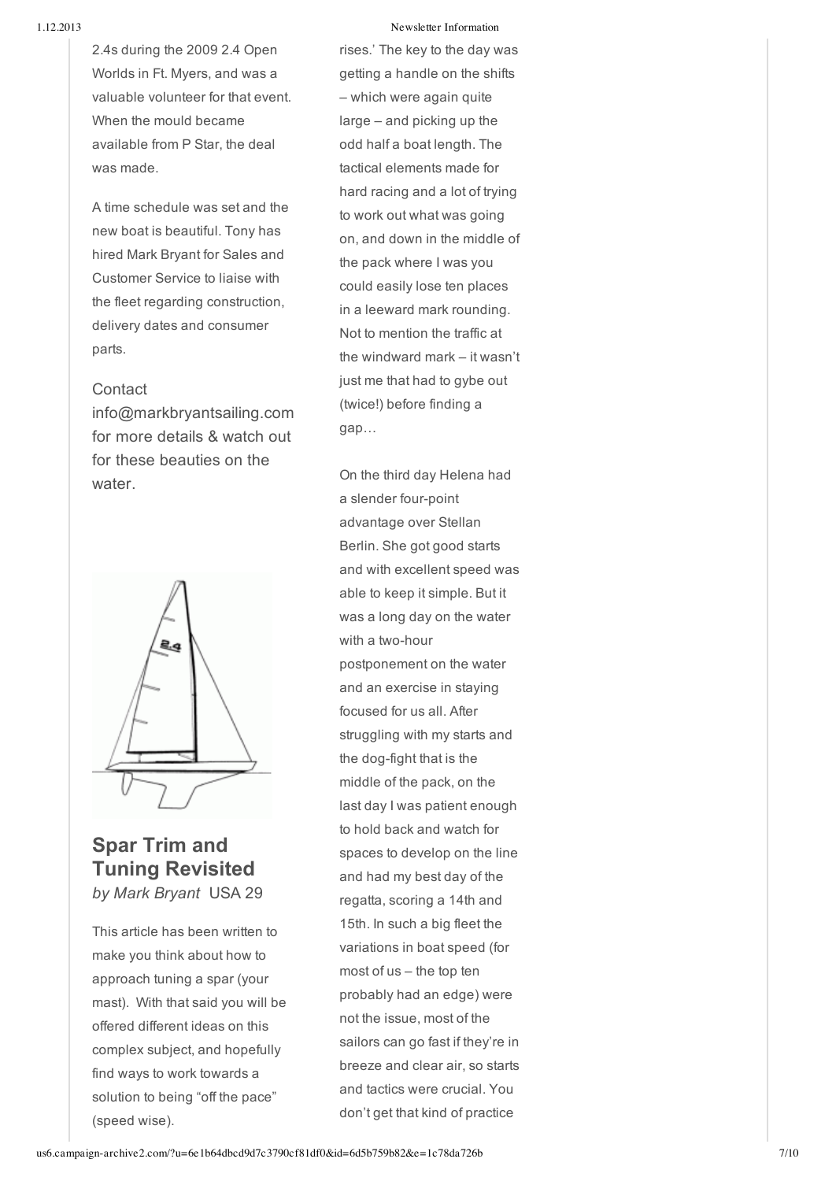2.4s during the 2009 2.4 Open Worlds in Ft. Myers, and was a valuable volunteer for that event. When the mould became available from P Star, the deal was made.

A time schedule was set and the new boat is beautiful. Tony has hired Mark Bryant for Sales and Customer Service to liaise with the fleet regarding construction, delivery dates and consumer parts.

Contact info@markbryantsailing.com for more details & watch out for these beauties on the water.

## Spar Trim and Tuning Revisited

*by Mark Bryant* USA 29

This article has been written to make you think about how to approach tuning a spar (your mast). With that said you will be offered different ideas on this complex subject, and hopefully find ways to work towards a solution to being "off the pace" (speed wise).

rises.' The key to the day was getting a handle on the shifts – which were again quite large – and picking up the odd half a boat length. The tactical elements made for hard racing and a lot of trying to work out what was going on, and down in the middle of the pack where I was you could easily lose ten places in a leeward mark rounding. Not to mention the traffic at the windward mark – it wasn't just me that had to gybe out (twice!) before finding a gap…

On the third day Helena had a slender four-point advantage over Stellan Berlin. She got good starts and with excellent speed was able to keep it simple. But it was a long day on the water with a two-hour postponement on the water and an exercise in staying focused for us all. After struggling with my starts and the dog-fight that is the middle of the pack, on the last day I was patient enough to hold back and watch for spaces to develop on the line and had my best day of the regatta, scoring a 14th and 15th. In such a big fleet the variations in boat speed (for most of us – the top ten probably had an edge) were not the issue, most of the sailors can go fast if they're in breeze and clear air, so starts and tactics were crucial. You don't get that kind of practice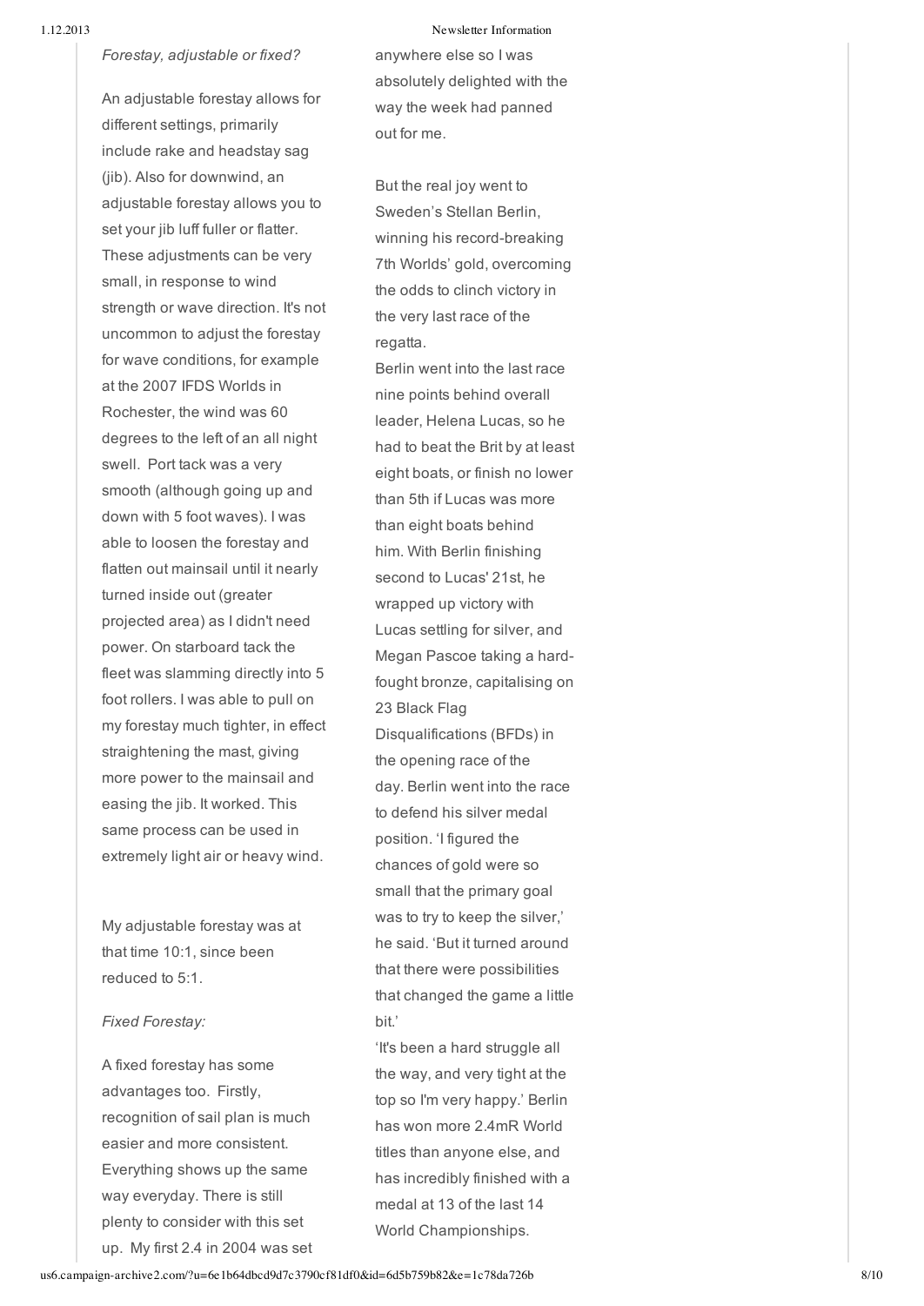*Forestay, adjustable or fixed?*

An adjustable forestay allows for different settings, primarily include rake and headstay sag (jib). Also for downwind, an adjustable forestay allows you to set your jib luff fuller or flatter. These adjustments can be very small, in response to wind strength or wave direction. It's not uncommon to adjust the forestay for wave conditions, for example at the 2007 IFDS Worlds in Rochester, the wind was 60 degrees to the left of an all night swell. Port tack was a very smooth (although going up and down with 5 foot waves). I was able to loosen the forestay and flatten out mainsail until it nearly turned inside out (greater projected area) as I didn't need power. On starboard tack the fleet was slamming directly into 5 foot rollers. I was able to pull on my forestay much tighter, in effect straightening the mast, giving more power to the mainsail and easing the jib. It worked. This same process can be used in extremely light air or heavy wind.

My adjustable forestay was at that time 10:1, since been reduced to 5:1.

*Fixed Forestay:*

A fixed forestay has some advantages too. Firstly, recognition of sail plan is much easier and more consistent. Everything shows up the same way everyday. There is still plenty to consider with this set up. My first 2.4 in 2004 was set

anywhere else so I was absolutely delighted with the way the week had panned out for me.

But the real joy went to Sweden's Stellan Berlin, winning his record-breaking 7th Worlds' gold, overcoming the odds to clinch victory in the very last race of the regatta.

Berlin went into the last race nine points behind overall leader, Helena Lucas, so he had to beat the Brit by at least eight boats, or finish no lower than 5th if Lucas was more than eight boats behind him. With Berlin finishing second to Lucas' 21st, he wrapped up victory with Lucas settling for silver, and Megan Pascoe taking a hard-fought bronze, capitalising on 23 Black Flag Disqualifications (BFDs) in the opening race of the day. Berlin went into the race to defend his silver medal position. 'I figured the chances of gold were so small that the primary goal was to try to keep the silver,' he said. 'But it turned around that there were possibilities that changed the game a little bit.'

'It's been a hard struggle all the way, and very tight at the top so I'm very happy.' Berlin has won more 2.4mR World titles than anyone else, and has incredibly finished with a medal at 13 of the last 14 World Championships.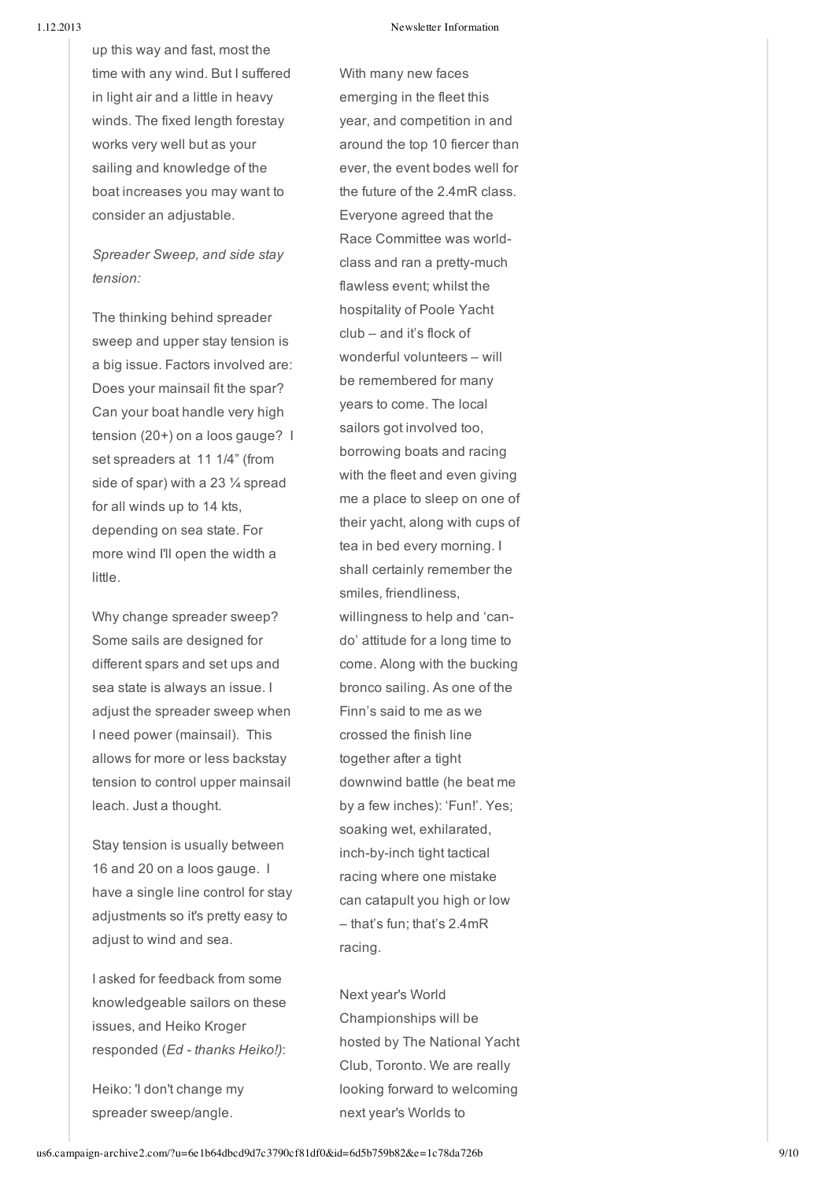up this way and fast, most the time with any wind. But I suffered in light air and a little in heavy winds. The fixed length forestay works very well but as your sailing and knowledge of the boat increases you may want to consider an adjustable.

*Spreader Sweep, and side stay tension:*

The thinking behind spreader sweep and upper stay tension is a big issue. Factors involved are: Does your mainsail fit the spar? Can your boat handle very high tension (20+) on a loos gauge? I set spreaders at 11 1/4" (from side of spar) with a 23 ¼ spread for all winds up to 14 kts, depending on sea state. For more wind I'll open the width a little.

Why change spreader sweep? Some sails are designed for different spars and set ups and sea state is always an issue. I adjust the spreader sweep when I need power (mainsail). This allows for more or less backstay tension to control upper mainsail leach. Just a thought.

Stay tension is usually between 16 and 20 on a loos gauge. I have a single line control for stay adjustments so it's pretty easy to adjust to wind and sea.

I asked for feedback from some knowledgeable sailors on these issues, and Heiko Kroger responded (*Ed - thanks Heiko!)*:

Heiko: 'I don't change my spreader sweep/angle.

With many new faces emerging in the fleet this year, and competition in and around the top 10 fiercer than ever, the event bodes well for the future of the 2.4mR class. Everyone agreed that the Race Committee was world-class and ran a pretty-much flawless event; whilst the hospitality of Poole Yacht club – and it's flock of wonderful volunteers – will be remembered for many years to come. The local sailors got involved too, borrowing boats and racing with the fleet and even giving me a place to sleep on one of their yacht, along with cups of tea in bed every morning. I shall certainly remember the smiles, friendliness, willingness to help and 'can-do' attitude for a long time to come. Along with the bucking bronco sailing. As one of the Finn's said to me as we crossed the finish line together after a tight downwind battle (he beat me by a few inches): 'Fun!'. Yes; soaking wet, exhilarated, inch-by-inch tight tactical racing where one mistake can catapult you high or low – that's fun; that's 2.4mR racing.

Next year's World Championships will be hosted by The National Yacht Club, Toronto. We are really looking forward to welcoming next year's Worlds to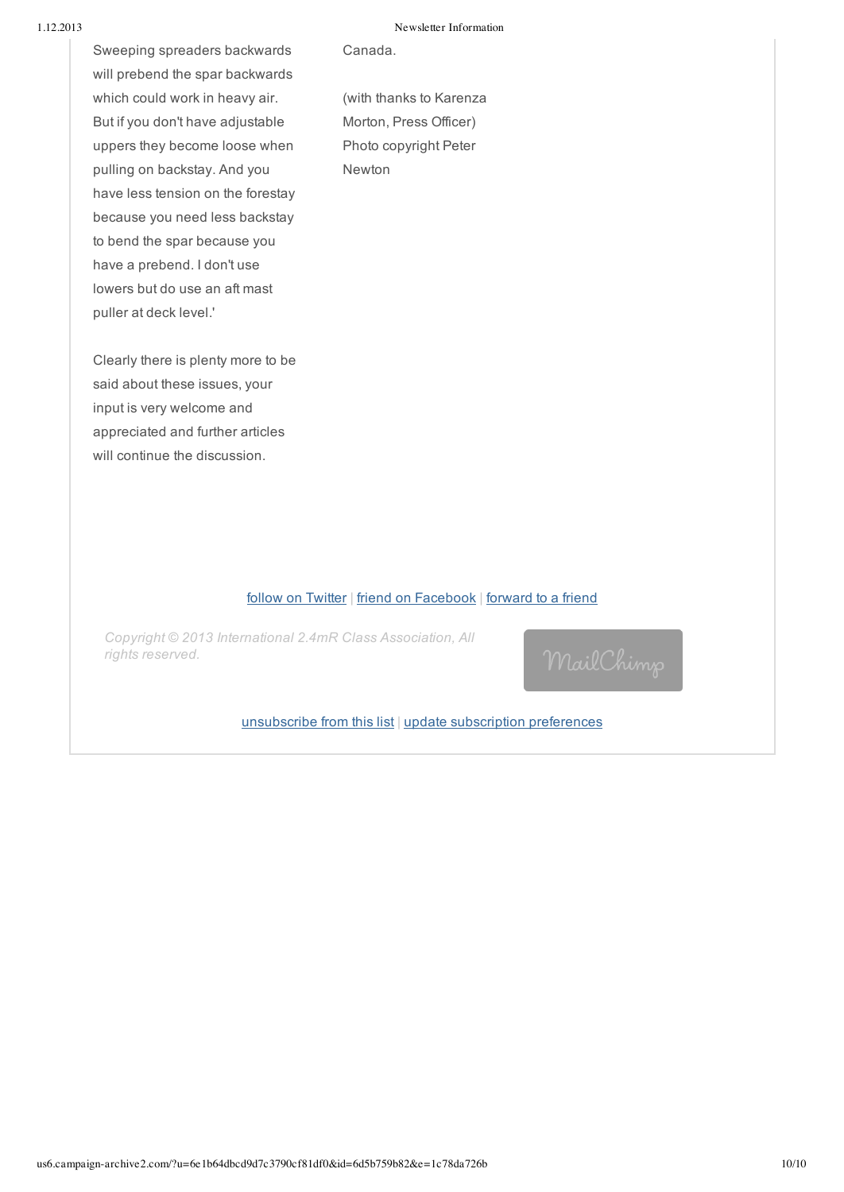Sweeping spreaders backwards will prebend the spar backwards which could work in heavy air. But if you don't have adjustable uppers they become loose when pulling on backstay. And you have less tension on the forestay because you need less backstay to bend the spar because you have a prebend. I don't use lowers but do use an aft mast puller at deck level.'

Clearly there is plenty more to be said about these issues, your input is very welcome and appreciated and further articles will continue the discussion.

Canada.

(with thanks to Karenza Morton, Press Officer)
Photo copyright Peter Newton

follow on Twitter | friend on Facebook | forward to a friend

*Copyright © 2013 International 2.4mR Class Association, All rights reserved.*

MailChimp

unsubscribe from this list | update subscription preferences